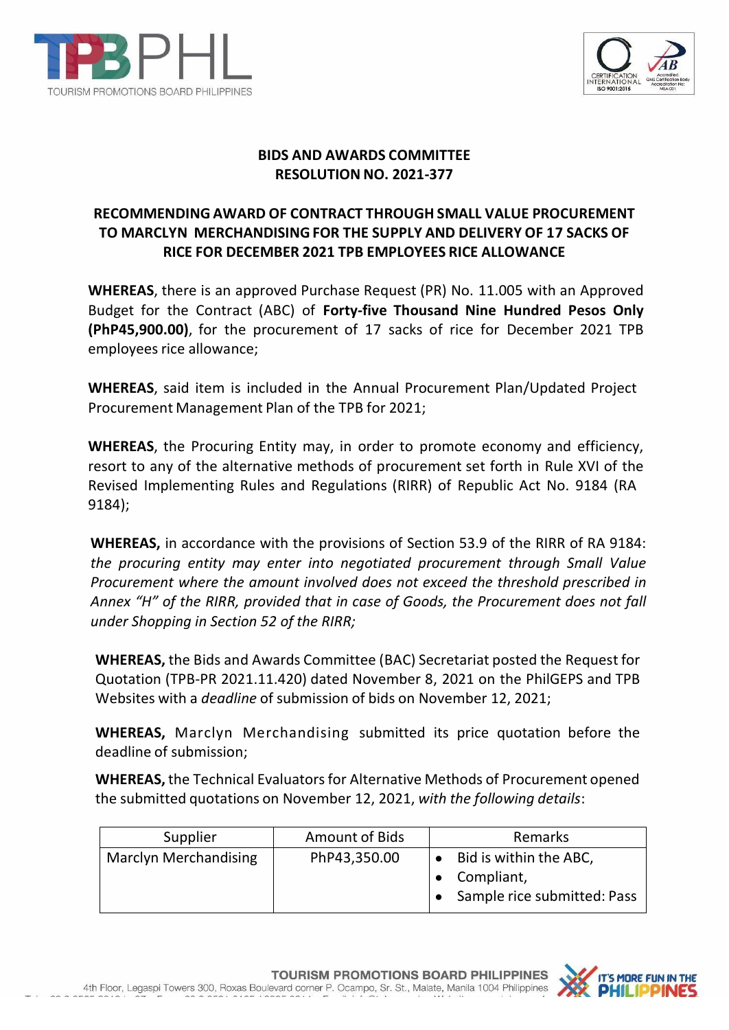**BIDS AND AWARDS COMMITTEE**
**RESOLUTION NO. 2021-377**

**RECOMMENDING AWARD OF CONTRACT THROUGH SMALL VALUE PROCUREMENT TO MARCLYN MERCHANDISING FOR THE SUPPLY AND DELIVERY OF 17 SACKS OF RICE FOR DECEMBER 2021 TPB EMPLOYEES RICE ALLOWANCE**

**WHEREAS**, there is an approved Purchase Request (PR) No. 11.005 with an Approved Budget for the Contract (ABC) of **Forty-five Thousand Nine Hundred Pesos Only (PhP45,900.00)**, for the procurement of 17 sacks of rice for December 2021 TPB employees rice allowance;

**WHEREAS**, said item is included in the Annual Procurement Plan/Updated Project Procurement Management Plan of the TPB for 2021;

**WHEREAS**, the Procuring Entity may, in order to promote economy and efficiency, resort to any of the alternative methods of procurement set forth in Rule XVI of the Revised Implementing Rules and Regulations (RIRR) of Republic Act No. 9184 (RA 9184);

**WHEREAS,** in accordance with the provisions of Section 53.9 of the RIRR of RA 9184: *the procuring entity may enter into negotiated procurement through Small Value Procurement where the amount involved does not exceed the threshold prescribed in Annex "H" of the RIRR, provided that in case of Goods, the Procurement does not fall under Shopping in Section 52 of the RIRR;*

**WHEREAS,** the Bids and Awards Committee (BAC) Secretariat posted the Request for Quotation (TPB-PR 2021.11.420) dated November 8, 2021 on the PhilGEPS and TPB Websites with a *deadline* of submission of bids on November 12, 2021;

**WHEREAS,** Marclyn Merchandising submitted its price quotation before the deadline of submission;

**WHEREAS,** the Technical Evaluators for Alternative Methods of Procurement opened the submitted quotations on November 12, 2021, *with the following details*:

| Supplier | Amount of Bids | Remarks |
|---|---|---|
| Marclyn Merchandising | PhP43,350.00 | • Bid is within the ABC,<br>• Compliant,<br>• Sample rice submitted: Pass |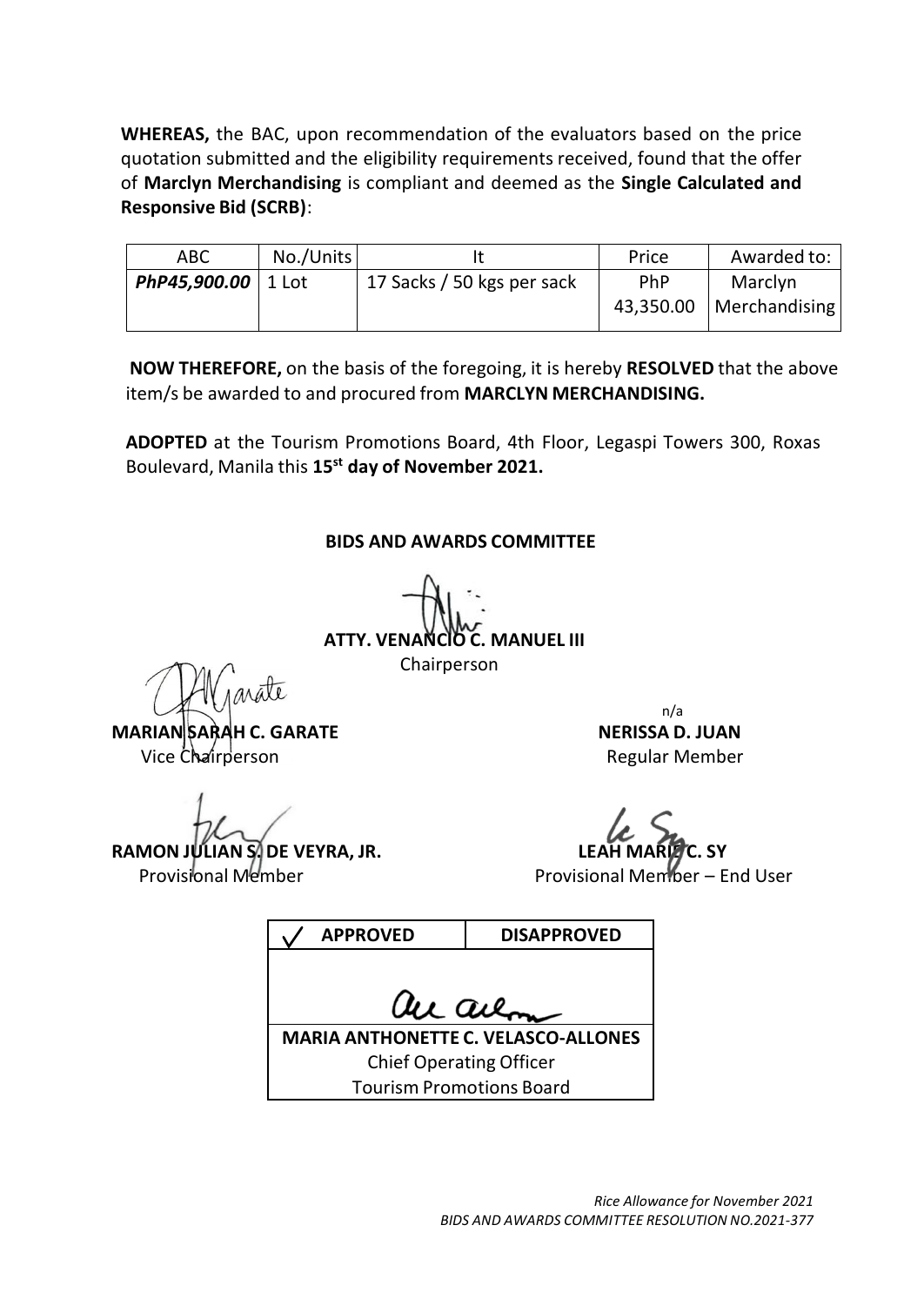**WHEREAS,** the BAC, upon recommendation of the evaluators based on the price quotation submitted and the eligibility requirements received, found that the offer of **Marclyn Merchandising** is compliant and deemed as the **Single Calculated and Responsive Bid (SCRB)**:

| ABC | No./Units | It | Price | Awarded to: |
|---|---|---|---|---|
| ***PhP45,900.00*** | 1 Lot | 17 Sacks / 50 kgs per sack | PhP 43,350.00 | Marclyn Merchandising |

**NOW THEREFORE,** on the basis of the foregoing, it is hereby **RESOLVED** that the above item/s be awarded to and procured from **MARCLYN MERCHANDISING.**

**ADOPTED** at the Tourism Promotions Board, 4th Floor, Legaspi Towers 300, Roxas Boulevard, Manila this **15st day of November 2021.**

**BIDS AND AWARDS COMMITTEE**

**ATTY. VENANCIO C. MANUEL III**
Chairperson

**MARIAN SARAH C. GARATE**
Vice Chairperson

n/a
**NERISSA D. JUAN**
Regular Member

**RAMON JULIAN S. DE VEYRA, JR.**
Provisional Member

**LEAH MARIE C. SY**
Provisional Member – End User

| ✓ APPROVED | DISAPPROVED |
|---|---|
| **MARIA ANTHONETTE C. VELASCO-ALLONES** | |
| Chief Operating Officer | |
| Tourism Promotions Board | |

*Rice Allowance for November 2021*
*BIDS AND AWARDS COMMITTEE RESOLUTION NO.2021-377*